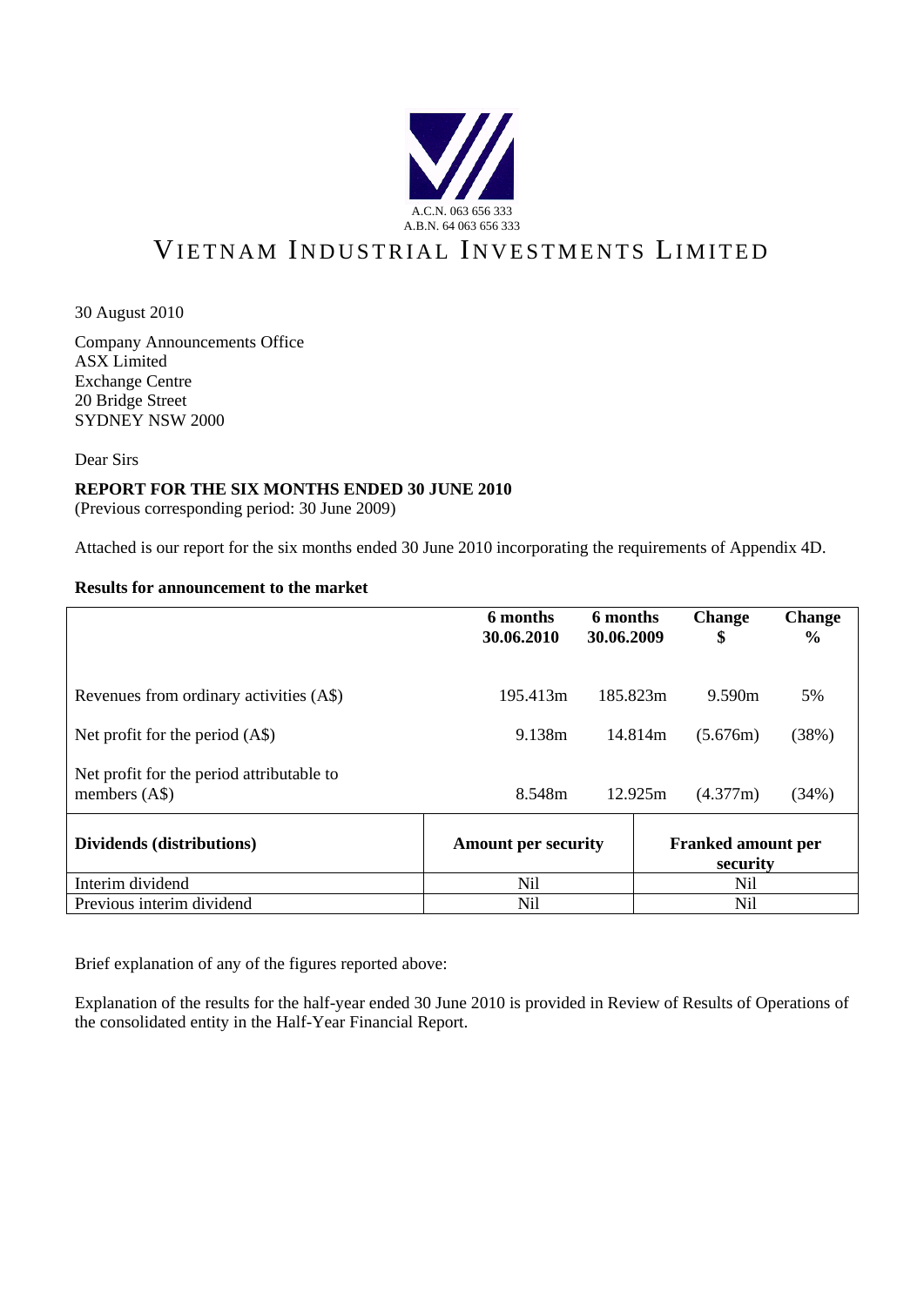A.C.N. 063 656 333
A.B.N. 64 063 656 333

# VIETNAM INDUSTRIAL INVESTMENTS LIMITED

30 August 2010

Company Announcements Office
ASX Limited
Exchange Centre
20 Bridge Street
SYDNEY NSW 2000

Dear Sirs

**REPORT FOR THE SIX MONTHS ENDED 30 JUNE 2010**
(Previous corresponding period: 30 June 2009)

Attached is our report for the six months ended 30 June 2010 incorporating the requirements of Appendix 4D.

**Results for announcement to the market**

| | 6 months 30.06.2010 | 6 months 30.06.2009 | Change $ | Change % |
|---|---|---|---|---|
| Revenues from ordinary activities (A$) | 195.413m | 185.823m | 9.590m | 5% |
| Net profit for the period (A$) | 9.138m | 14.814m | (5.676m) | (38%) |
| Net profit for the period attributable to members (A$) | 8.548m | 12.925m | (4.377m) | (34%) |

| **Dividends (distributions)** | **Amount per security** | **Franked amount per security** |
|---|---|---|
| Interim dividend | Nil | Nil |
| Previous interim dividend | Nil | Nil |

Brief explanation of any of the figures reported above:

Explanation of the results for the half-year ended 30 June 2010 is provided in Review of Results of Operations of the consolidated entity in the Half-Year Financial Report.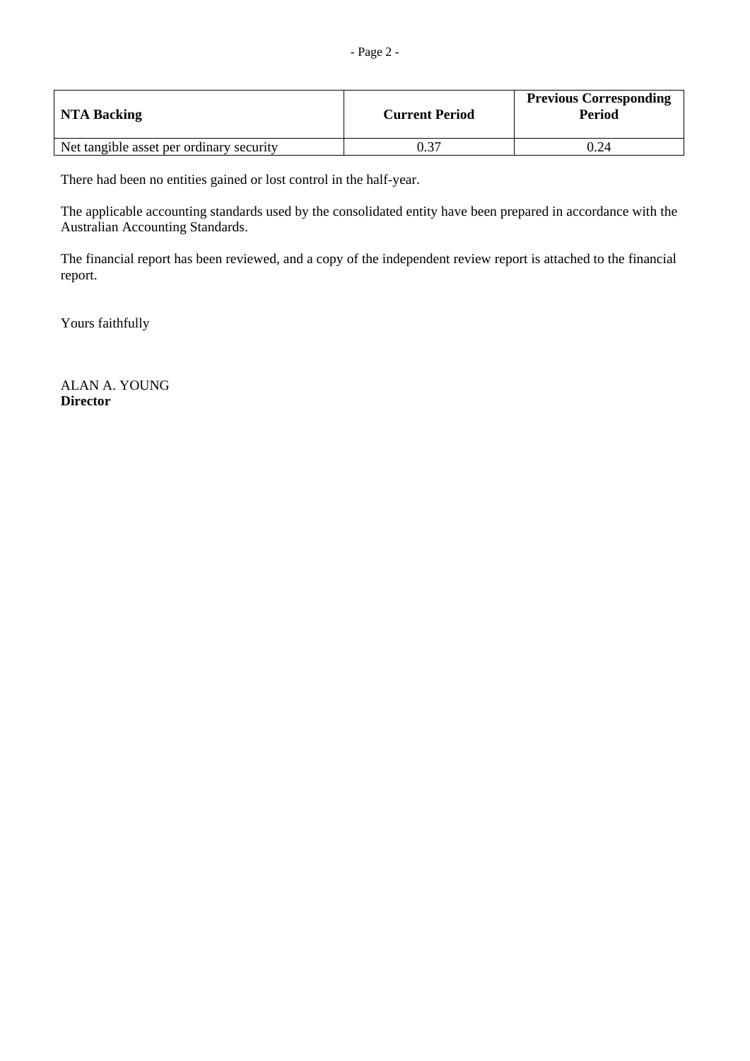| NTA Backing | Current Period | Previous Corresponding Period |
|---|---|---|
| Net tangible asset per ordinary security | 0.37 | 0.24 |

There had been no entities gained or lost control in the half-year.

The applicable accounting standards used by the consolidated entity have been prepared in accordance with the Australian Accounting Standards.

The financial report has been reviewed, and a copy of the independent review report is attached to the financial report.

Yours faithfully

ALAN A. YOUNG
**Director**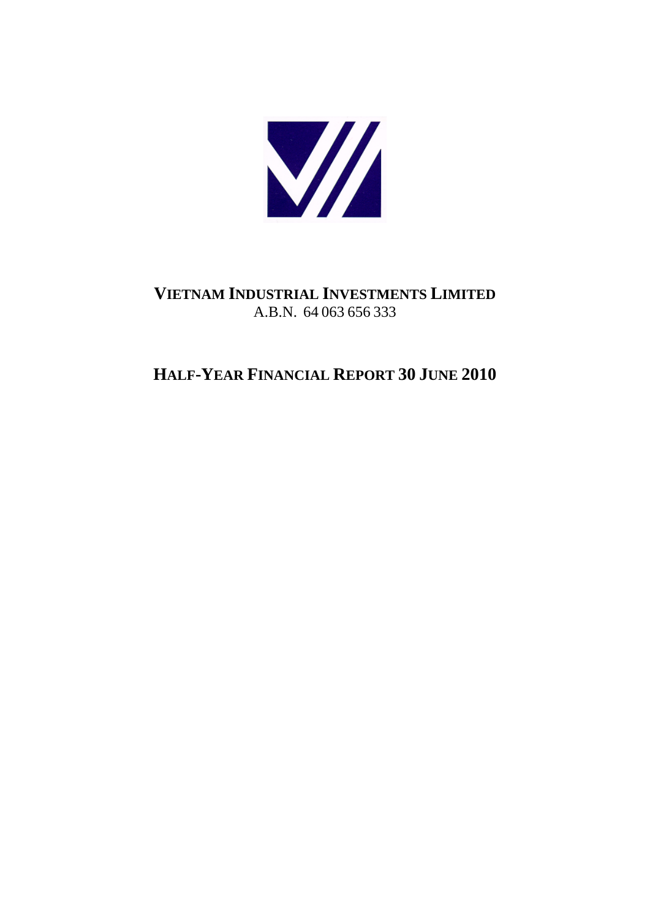# VIETNAM INDUSTRIAL INVESTMENTS LIMITED

A.B.N. 64 063 656 333

# HALF-YEAR FINANCIAL REPORT 30 JUNE 2010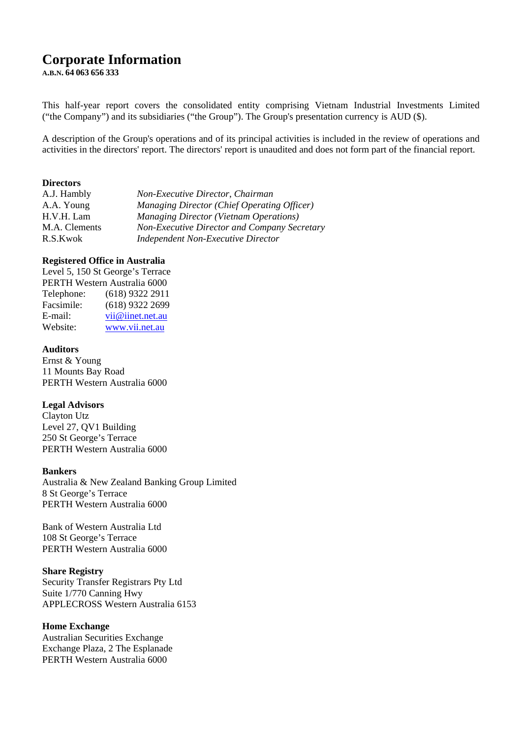# Corporate Information

**A.B.N. 64 063 656 333**

This half-year report covers the consolidated entity comprising Vietnam Industrial Investments Limited ("the Company") and its subsidiaries ("the Group"). The Group's presentation currency is AUD ($).

A description of the Group's operations and of its principal activities is included in the review of operations and activities in the directors' report. The directors' report is unaudited and does not form part of the financial report.

**Directors**

| | |
|---|---|
| A.J. Hambly | *Non-Executive Director, Chairman* |
| A.A. Young | *Managing Director (Chief Operating Officer)* |
| H.V.H. Lam | *Managing Director (Vietnam Operations)* |
| M.A. Clements | *Non-Executive Director and Company Secretary* |
| R.S.Kwok | *Independent Non-Executive Director* |

**Registered Office in Australia**

Level 5, 150 St George's Terrace
PERTH Western Australia 6000

| | |
|---|---|
| Telephone: | (618) 9322 2911 |
| Facsimile: | (618) 9322 2699 |
| E-mail: | vii@iinet.net.au |
| Website: | www.vii.net.au |

**Auditors**

Ernst & Young
11 Mounts Bay Road
PERTH Western Australia 6000

**Legal Advisors**

Clayton Utz
Level 27, QV1 Building
250 St George's Terrace
PERTH Western Australia 6000

**Bankers**

Australia & New Zealand Banking Group Limited
8 St George's Terrace
PERTH Western Australia 6000

Bank of Western Australia Ltd
108 St George's Terrace
PERTH Western Australia 6000

**Share Registry**

Security Transfer Registrars Pty Ltd
Suite 1/770 Canning Hwy
APPLECROSS Western Australia 6153

**Home Exchange**

Australian Securities Exchange
Exchange Plaza, 2 The Esplanade
PERTH Western Australia 6000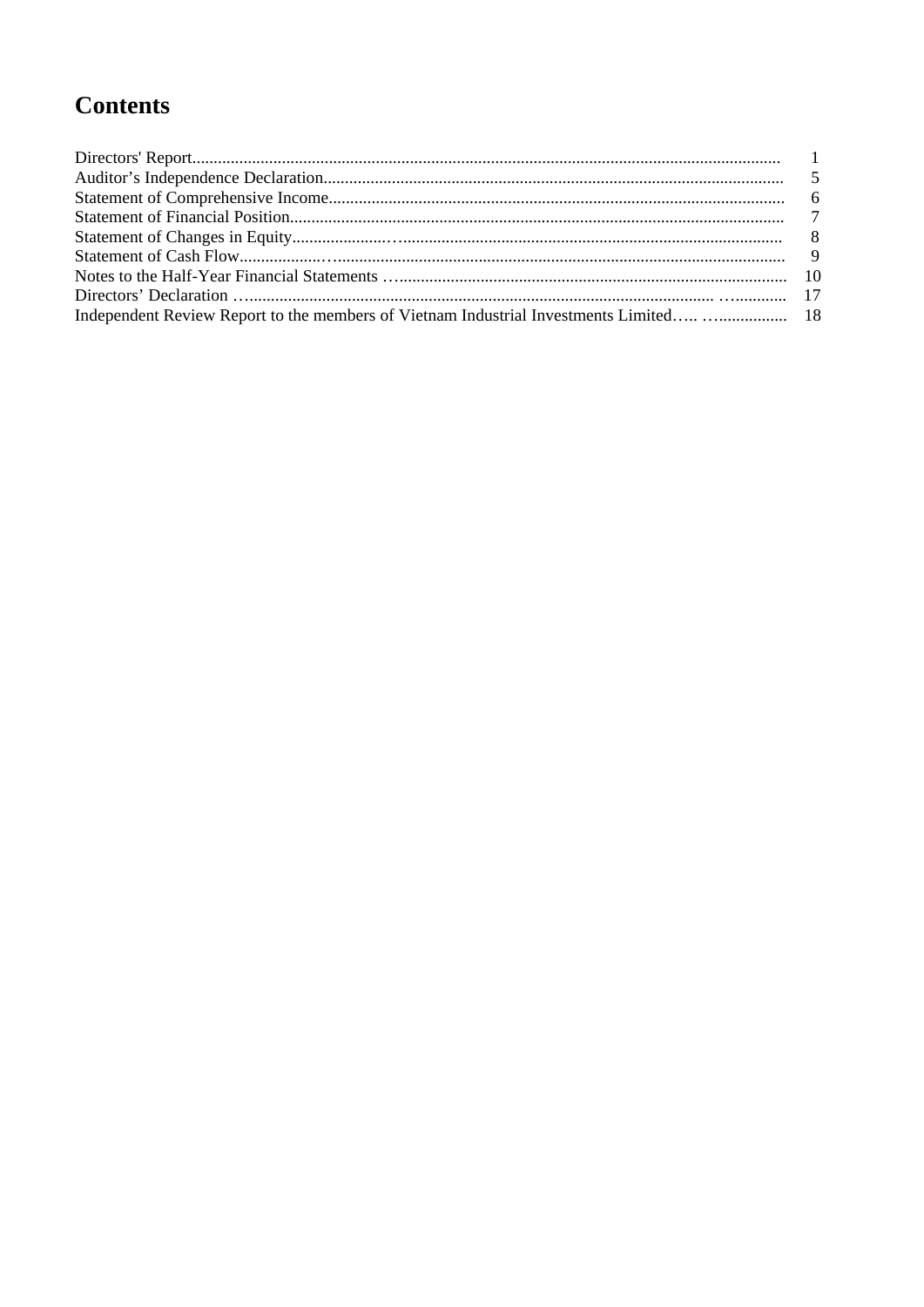# Contents

| | |
|---|---|
| Directors' Report | 1 |
| Auditor's Independence Declaration | 5 |
| Statement of Comprehensive Income | 6 |
| Statement of Financial Position | 7 |
| Statement of Changes in Equity | 8 |
| Statement of Cash Flow | 9 |
| Notes to the Half-Year Financial Statements | 10 |
| Directors' Declaration | 17 |
| Independent Review Report to the members of Vietnam Industrial Investments Limited | 18 |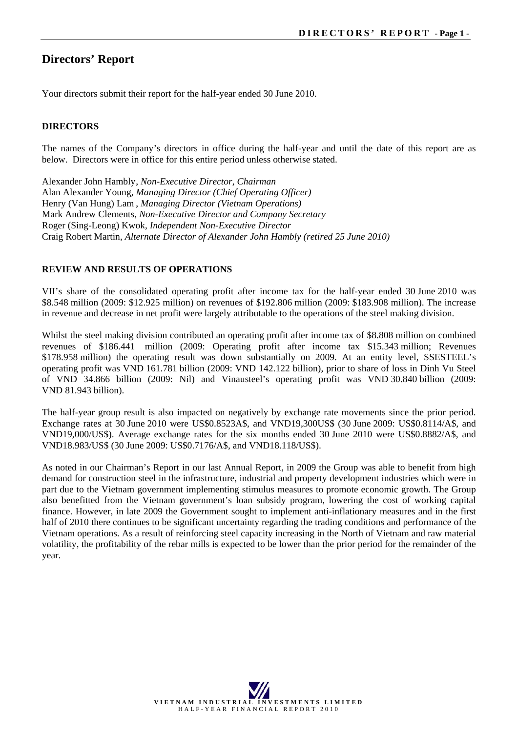# Directors' Report

Your directors submit their report for the half-year ended 30 June 2010.

## DIRECTORS

The names of the Company's directors in office during the half-year and until the date of this report are as below. Directors were in office for this entire period unless otherwise stated.

Alexander John Hambly, *Non-Executive Director, Chairman*
Alan Alexander Young, *Managing Director (Chief Operating Officer)*
Henry (Van Hung) Lam , *Managing Director (Vietnam Operations)*
Mark Andrew Clements, *Non-Executive Director and Company Secretary*
Roger (Sing-Leong) Kwok, *Independent Non-Executive Director*
Craig Robert Martin, *Alternate Director of Alexander John Hambly (retired 25 June 2010)*

## REVIEW AND RESULTS OF OPERATIONS

VII's share of the consolidated operating profit after income tax for the half-year ended 30 June 2010 was \$8.548 million (2009: \$12.925 million) on revenues of \$192.806 million (2009: \$183.908 million). The increase in revenue and decrease in net profit were largely attributable to the operations of the steel making division.

Whilst the steel making division contributed an operating profit after income tax of \$8.808 million on combined revenues of \$186.441 million (2009: Operating profit after income tax \$15.343 million; Revenues \$178.958 million) the operating result was down substantially on 2009. At an entity level, SSESTEEL's operating profit was VND 161.781 billion (2009: VND 142.122 billion), prior to share of loss in Dinh Vu Steel of VND 34.866 billion (2009: Nil) and Vinausteel's operating profit was VND 30.840 billion (2009: VND 81.943 billion).

The half-year group result is also impacted on negatively by exchange rate movements since the prior period. Exchange rates at 30 June 2010 were US\$0.8523A\$, and VND19,300US\$ (30 June 2009: US\$0.8114/A\$, and VND19,000/US\$). Average exchange rates for the six months ended 30 June 2010 were US\$0.8882/A\$, and VND18.983/US\$ (30 June 2009: US\$0.7176/A\$, and VND18.118/US\$).

As noted in our Chairman's Report in our last Annual Report, in 2009 the Group was able to benefit from high demand for construction steel in the infrastructure, industrial and property development industries which were in part due to the Vietnam government implementing stimulus measures to promote economic growth. The Group also benefitted from the Vietnam government's loan subsidy program, lowering the cost of working capital finance. However, in late 2009 the Government sought to implement anti-inflationary measures and in the first half of 2010 there continues to be significant uncertainty regarding the trading conditions and performance of the Vietnam operations. As a result of reinforcing steel capacity increasing in the North of Vietnam and raw material volatility, the profitability of the rebar mills is expected to be lower than the prior period for the remainder of the year.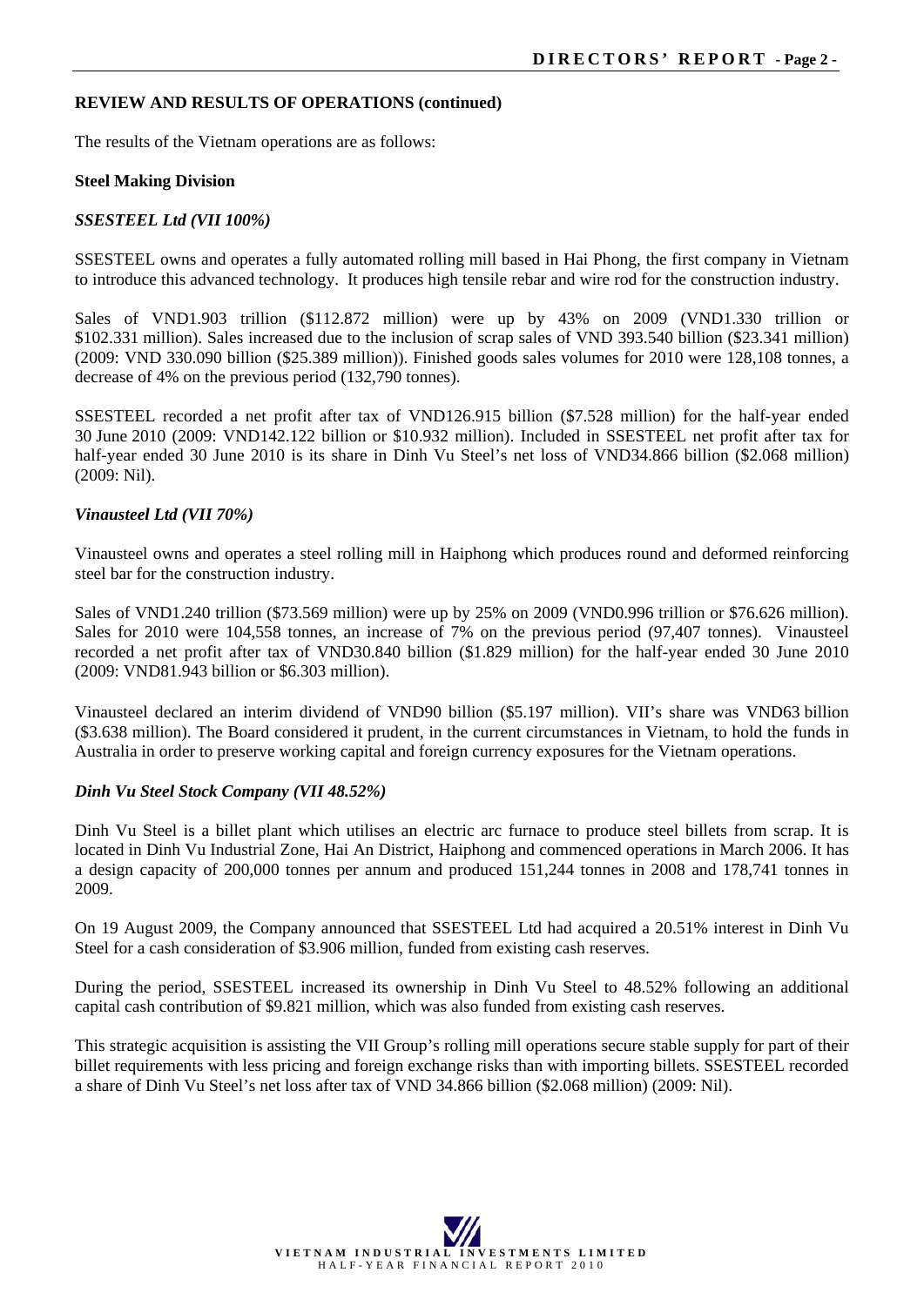## REVIEW AND RESULTS OF OPERATIONS (continued)

The results of the Vietnam operations are as follows:

### Steel Making Division

#### *SSESTEEL Ltd (VII 100%)*

SSESTEEL owns and operates a fully automated rolling mill based in Hai Phong, the first company in Vietnam to introduce this advanced technology. It produces high tensile rebar and wire rod for the construction industry.

Sales of VND1.903 trillion ($112.872 million) were up by 43% on 2009 (VND1.330 trillion or $102.331 million). Sales increased due to the inclusion of scrap sales of VND 393.540 billion ($23.341 million) (2009: VND 330.090 billion ($25.389 million)). Finished goods sales volumes for 2010 were 128,108 tonnes, a decrease of 4% on the previous period (132,790 tonnes).

SSESTEEL recorded a net profit after tax of VND126.915 billion ($7.528 million) for the half-year ended 30 June 2010 (2009: VND142.122 billion or $10.932 million). Included in SSESTEEL net profit after tax for half-year ended 30 June 2010 is its share in Dinh Vu Steel's net loss of VND34.866 billion ($2.068 million) (2009: Nil).

#### *Vinausteel Ltd (VII 70%)*

Vinausteel owns and operates a steel rolling mill in Haiphong which produces round and deformed reinforcing steel bar for the construction industry.

Sales of VND1.240 trillion ($73.569 million) were up by 25% on 2009 (VND0.996 trillion or $76.626 million). Sales for 2010 were 104,558 tonnes, an increase of 7% on the previous period (97,407 tonnes). Vinausteel recorded a net profit after tax of VND30.840 billion ($1.829 million) for the half-year ended 30 June 2010 (2009: VND81.943 billion or $6.303 million).

Vinausteel declared an interim dividend of VND90 billion ($5.197 million). VII's share was VND63 billion ($3.638 million). The Board considered it prudent, in the current circumstances in Vietnam, to hold the funds in Australia in order to preserve working capital and foreign currency exposures for the Vietnam operations.

#### *Dinh Vu Steel Stock Company (VII 48.52%)*

Dinh Vu Steel is a billet plant which utilises an electric arc furnace to produce steel billets from scrap. It is located in Dinh Vu Industrial Zone, Hai An District, Haiphong and commenced operations in March 2006. It has a design capacity of 200,000 tonnes per annum and produced 151,244 tonnes in 2008 and 178,741 tonnes in 2009.

On 19 August 2009, the Company announced that SSESTEEL Ltd had acquired a 20.51% interest in Dinh Vu Steel for a cash consideration of $3.906 million, funded from existing cash reserves.

During the period, SSESTEEL increased its ownership in Dinh Vu Steel to 48.52% following an additional capital cash contribution of $9.821 million, which was also funded from existing cash reserves.

This strategic acquisition is assisting the VII Group's rolling mill operations secure stable supply for part of their billet requirements with less pricing and foreign exchange risks than with importing billets. SSESTEEL recorded a share of Dinh Vu Steel's net loss after tax of VND 34.866 billion ($2.068 million) (2009: Nil).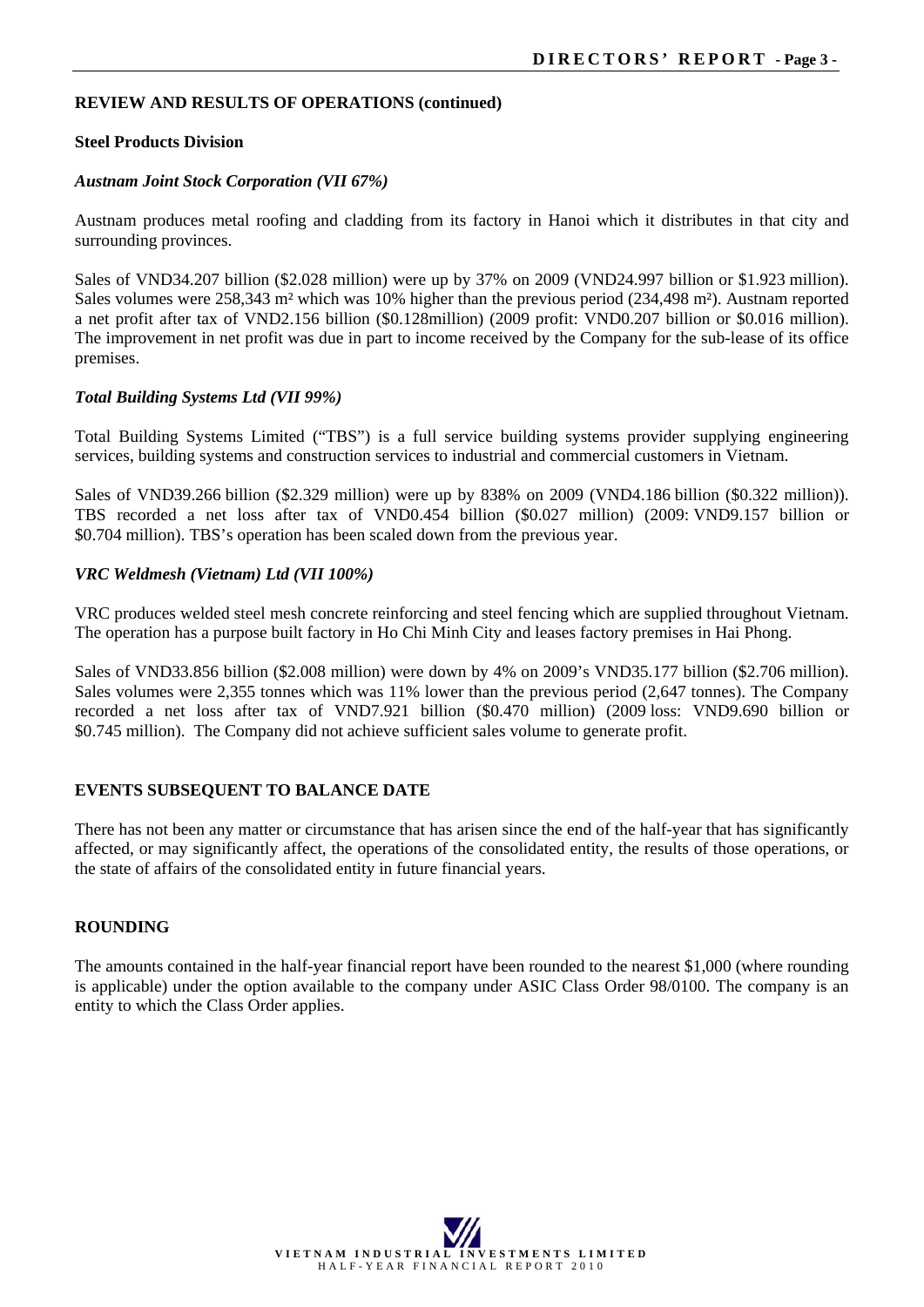## REVIEW AND RESULTS OF OPERATIONS (continued)

### Steel Products Division

#### *Austnam Joint Stock Corporation (VII 67%)*

Austnam produces metal roofing and cladding from its factory in Hanoi which it distributes in that city and surrounding provinces.

Sales of VND34.207 billion ($2.028 million) were up by 37% on 2009 (VND24.997 billion or $1.923 million). Sales volumes were 258,343 m² which was 10% higher than the previous period (234,498 m²). Austnam reported a net profit after tax of VND2.156 billion ($0.128million) (2009 profit: VND0.207 billion or $0.016 million). The improvement in net profit was due in part to income received by the Company for the sub-lease of its office premises.

#### *Total Building Systems Ltd (VII 99%)*

Total Building Systems Limited ("TBS") is a full service building systems provider supplying engineering services, building systems and construction services to industrial and commercial customers in Vietnam.

Sales of VND39.266 billion ($2.329 million) were up by 838% on 2009 (VND4.186 billion ($0.322 million)). TBS recorded a net loss after tax of VND0.454 billion ($0.027 million) (2009: VND9.157 billion or $0.704 million). TBS's operation has been scaled down from the previous year.

#### *VRC Weldmesh (Vietnam) Ltd (VII 100%)*

VRC produces welded steel mesh concrete reinforcing and steel fencing which are supplied throughout Vietnam. The operation has a purpose built factory in Ho Chi Minh City and leases factory premises in Hai Phong.

Sales of VND33.856 billion ($2.008 million) were down by 4% on 2009's VND35.177 billion ($2.706 million). Sales volumes were 2,355 tonnes which was 11% lower than the previous period (2,647 tonnes). The Company recorded a net loss after tax of VND7.921 billion ($0.470 million) (2009 loss: VND9.690 billion or $0.745 million). The Company did not achieve sufficient sales volume to generate profit.

## EVENTS SUBSEQUENT TO BALANCE DATE

There has not been any matter or circumstance that has arisen since the end of the half-year that has significantly affected, or may significantly affect, the operations of the consolidated entity, the results of those operations, or the state of affairs of the consolidated entity in future financial years.

## ROUNDING

The amounts contained in the half-year financial report have been rounded to the nearest $1,000 (where rounding is applicable) under the option available to the company under ASIC Class Order 98/0100. The company is an entity to which the Class Order applies.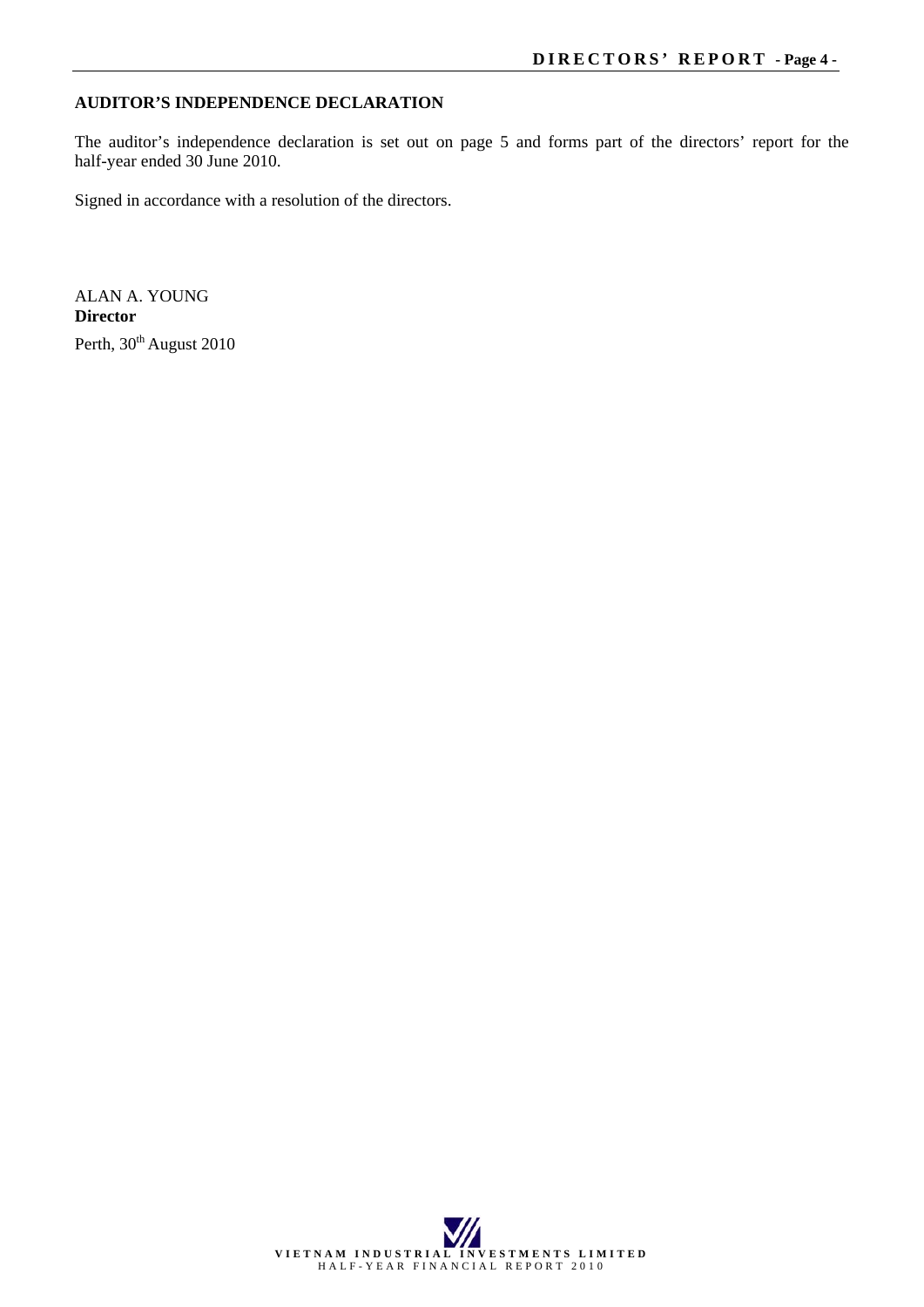## AUDITOR'S INDEPENDENCE DECLARATION

The auditor's independence declaration is set out on page 5 and forms part of the directors' report for the half-year ended 30 June 2010.

Signed in accordance with a resolution of the directors.

ALAN A. YOUNG
**Director**
Perth, 30th August 2010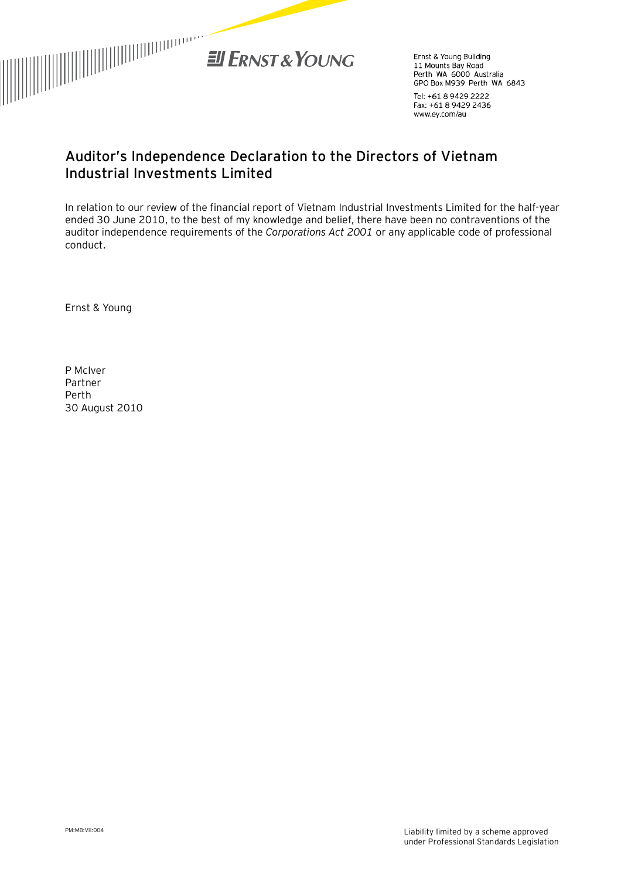Ernst & Young Building
11 Mounts Bay Road
Perth WA 6000 Australia
GPO Box M939 Perth WA 6843

Tel: +61 8 9429 2222
Fax: +61 8 9429 2436
www.ey.com/au

# Auditor's Independence Declaration to the Directors of Vietnam Industrial Investments Limited

In relation to our review of the financial report of Vietnam Industrial Investments Limited for the half-year ended 30 June 2010, to the best of my knowledge and belief, there have been no contraventions of the auditor independence requirements of the *Corporations Act 2001* or any applicable code of professional conduct.

Ernst & Young

P McIver
Partner
Perth
30 August 2010

PM:MB:VII:004

Liability limited by a scheme approved under Professional Standards Legislation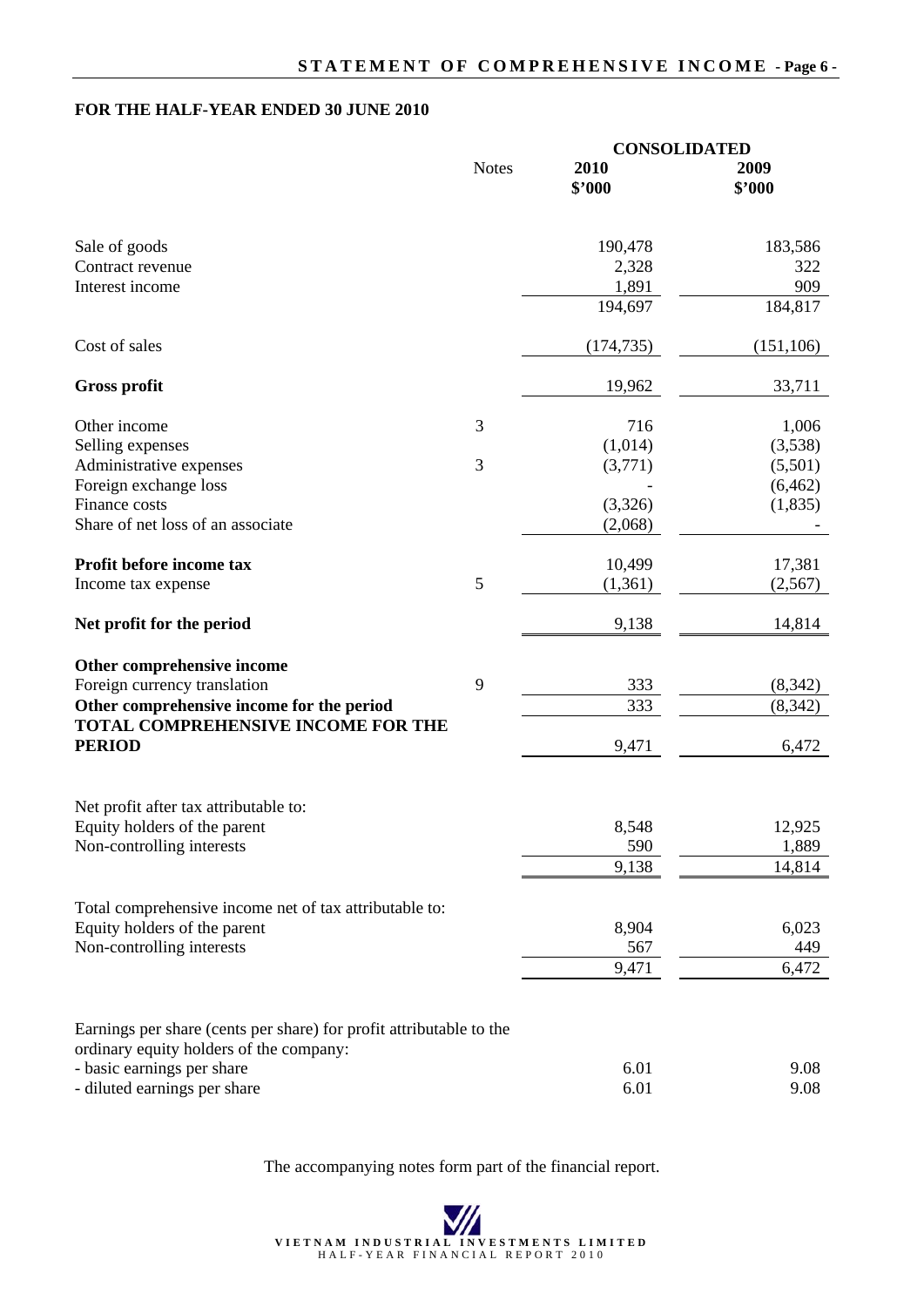## FOR THE HALF-YEAR ENDED 30 JUNE 2010

| | Notes | CONSOLIDATED 2010 $'000 | 2009 $'000 |
|---|---|---|---|
| Sale of goods | | 190,478 | 183,586 |
| Contract revenue | | 2,328 | 322 |
| Interest income | | 1,891 | 909 |
| | | 194,697 | 184,817 |
| Cost of sales | | (174,735) | (151,106) |
| **Gross profit** | | 19,962 | 33,711 |
| Other income | 3 | 716 | 1,006 |
| Selling expenses | | (1,014) | (3,538) |
| Administrative expenses | 3 | (3,771) | (5,501) |
| Foreign exchange loss | | - | (6,462) |
| Finance costs | | (3,326) | (1,835) |
| Share of net loss of an associate | | (2,068) | - |
| **Profit before income tax** | | 10,499 | 17,381 |
| Income tax expense | 5 | (1,361) | (2,567) |
| **Net profit for the period** | | 9,138 | 14,814 |
| **Other comprehensive income** | | | |
| Foreign currency translation | 9 | 333 | (8,342) |
| **Other comprehensive income for the period** | | 333 | (8,342) |
| **TOTAL COMPREHENSIVE INCOME FOR THE PERIOD** | | 9,471 | 6,472 |
| Net profit after tax attributable to: | | | |
| Equity holders of the parent | | 8,548 | 12,925 |
| Non-controlling interests | | 590 | 1,889 |
| | | 9,138 | 14,814 |
| Total comprehensive income net of tax attributable to: | | | |
| Equity holders of the parent | | 8,904 | 6,023 |
| Non-controlling interests | | 567 | 449 |
| | | 9,471 | 6,472 |
| Earnings per share (cents per share) for profit attributable to the ordinary equity holders of the company: | | | |
| - basic earnings per share | | 6.01 | 9.08 |
| - diluted earnings per share | | 6.01 | 9.08 |

The accompanying notes form part of the financial report.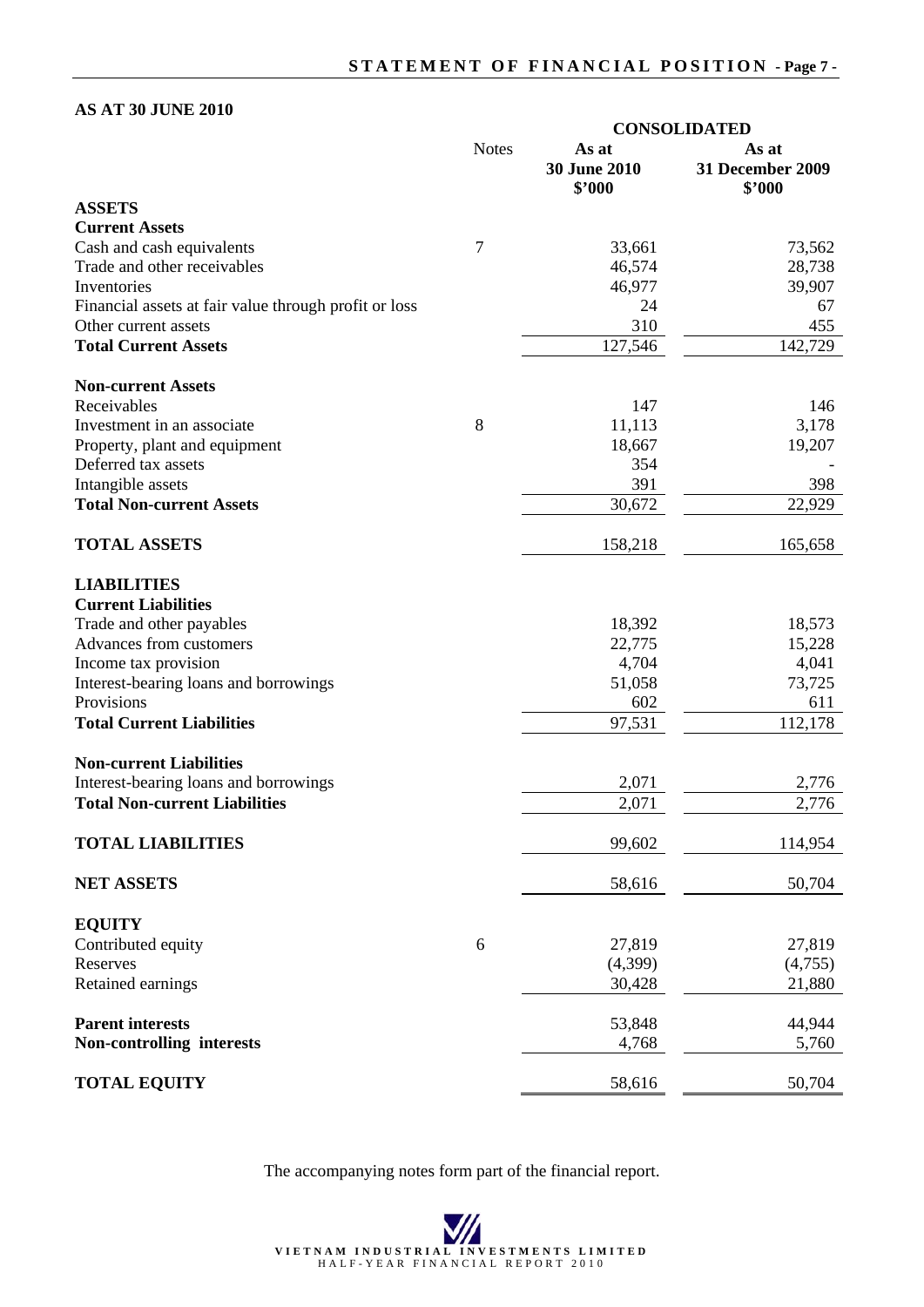# STATEMENT OF FINANCIAL POSITION

**AS AT 30 JUNE 2010**

| | Notes | CONSOLIDATED | |
|---|---|---|---|
| | | **As at 30 June 2010 $'000** | **As at 31 December 2009 $'000** |
| **ASSETS** | | | |
| **Current Assets** | | | |
| Cash and cash equivalents | 7 | 33,661 | 73,562 |
| Trade and other receivables | | 46,574 | 28,738 |
| Inventories | | 46,977 | 39,907 |
| Financial assets at fair value through profit or loss | | 24 | 67 |
| Other current assets | | 310 | 455 |
| **Total Current Assets** | | 127,546 | 142,729 |
| **Non-current Assets** | | | |
| Receivables | | 147 | 146 |
| Investment in an associate | 8 | 11,113 | 3,178 |
| Property, plant and equipment | | 18,667 | 19,207 |
| Deferred tax assets | | 354 | - |
| Intangible assets | | 391 | 398 |
| **Total Non-current Assets** | | 30,672 | 22,929 |
| **TOTAL ASSETS** | | 158,218 | 165,658 |
| **LIABILITIES** | | | |
| **Current Liabilities** | | | |
| Trade and other payables | | 18,392 | 18,573 |
| Advances from customers | | 22,775 | 15,228 |
| Income tax provision | | 4,704 | 4,041 |
| Interest-bearing loans and borrowings | | 51,058 | 73,725 |
| Provisions | | 602 | 611 |
| **Total Current Liabilities** | | 97,531 | 112,178 |
| **Non-current Liabilities** | | | |
| Interest-bearing loans and borrowings | | 2,071 | 2,776 |
| **Total Non-current Liabilities** | | 2,071 | 2,776 |
| **TOTAL LIABILITIES** | | 99,602 | 114,954 |
| **NET ASSETS** | | 58,616 | 50,704 |
| **EQUITY** | | | |
| Contributed equity | 6 | 27,819 | 27,819 |
| Reserves | | (4,399) | (4,755) |
| Retained earnings | | 30,428 | 21,880 |
| **Parent interests** | | 53,848 | 44,944 |
| **Non-controlling interests** | | 4,768 | 5,760 |
| **TOTAL EQUITY** | | 58,616 | 50,704 |

The accompanying notes form part of the financial report.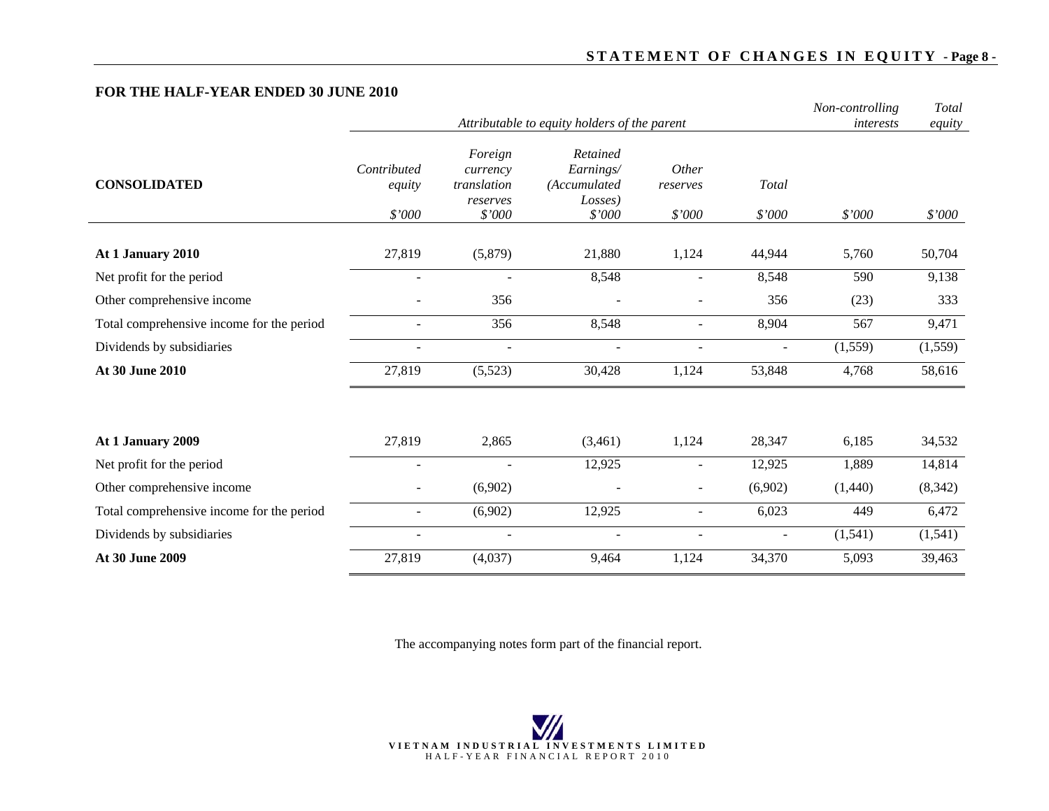## FOR THE HALF-YEAR ENDED 30 JUNE 2010

| CONSOLIDATED | *Attributable to equity holders of the parent* | | | | | *Non-controlling interests* | *Total equity* |
|---|---|---|---|---|---|---|---|
| | *Contributed equity* | *Foreign currency translation reserves* | *Retained Earnings/ (Accumulated Losses)* | *Other reserves* | *Total* | | |
| | *$'000* | *$'000* | *$'000* | *$'000* | *$'000* | *$'000* | *$'000* |
| **At 1 January 2010** | 27,819 | (5,879) | 21,880 | 1,124 | 44,944 | 5,760 | 50,704 |
| Net profit for the period | - | - | 8,548 | - | 8,548 | 590 | 9,138 |
| Other comprehensive income | - | 356 | - | - | 356 | (23) | 333 |
| Total comprehensive income for the period | - | 356 | 8,548 | - | 8,904 | 567 | 9,471 |
| Dividends by subsidiaries | - | - | - | - | - | (1,559) | (1,559) |
| **At 30 June 2010** | 27,819 | (5,523) | 30,428 | 1,124 | 53,848 | 4,768 | 58,616 |
| | | | | | | | |
| **At 1 January 2009** | 27,819 | 2,865 | (3,461) | 1,124 | 28,347 | 6,185 | 34,532 |
| Net profit for the period | - | - | 12,925 | - | 12,925 | 1,889 | 14,814 |
| Other comprehensive income | - | (6,902) | - | - | (6,902) | (1,440) | (8,342) |
| Total comprehensive income for the period | - | (6,902) | 12,925 | - | 6,023 | 449 | 6,472 |
| Dividends by subsidiaries | - | - | - | - | - | (1,541) | (1,541) |
| **At 30 June 2009** | 27,819 | (4,037) | 9,464 | 1,124 | 34,370 | 5,093 | 39,463 |

The accompanying notes form part of the financial report.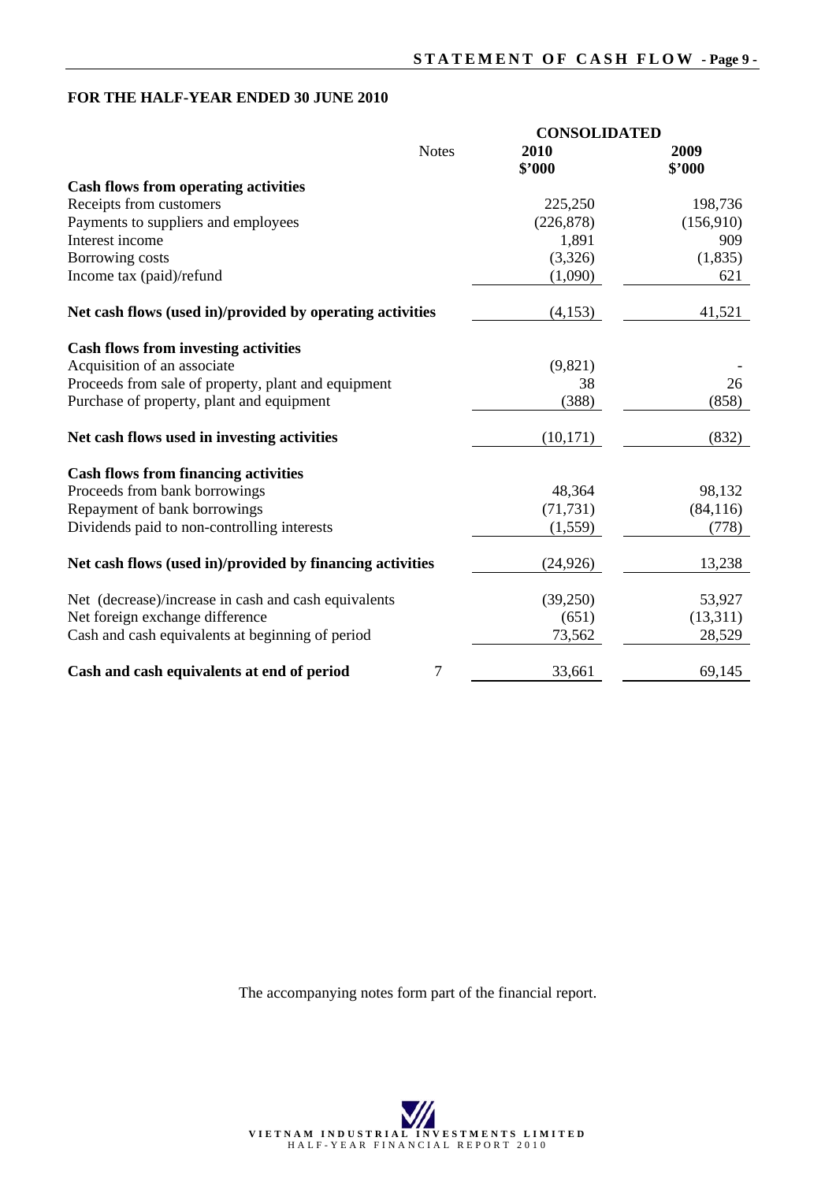# STATEMENT OF CASH FLOW

## FOR THE HALF-YEAR ENDED 30 JUNE 2010

| | Notes | CONSOLIDATED 2010 $'000 | 2009 $'000 |
|---|---|---|---|
| **Cash flows from operating activities** | | | |
| Receipts from customers | | 225,250 | 198,736 |
| Payments to suppliers and employees | | (226,878) | (156,910) |
| Interest income | | 1,891 | 909 |
| Borrowing costs | | (3,326) | (1,835) |
| Income tax (paid)/refund | | (1,090) | 621 |
| **Net cash flows (used in)/provided by operating activities** | | (4,153) | 41,521 |
| **Cash flows from investing activities** | | | |
| Acquisition of an associate | | (9,821) | - |
| Proceeds from sale of property, plant and equipment | | 38 | 26 |
| Purchase of property, plant and equipment | | (388) | (858) |
| **Net cash flows used in investing activities** | | (10,171) | (832) |
| **Cash flows from financing activities** | | | |
| Proceeds from bank borrowings | | 48,364 | 98,132 |
| Repayment of bank borrowings | | (71,731) | (84,116) |
| Dividends paid to non-controlling interests | | (1,559) | (778) |
| **Net cash flows (used in)/provided by financing activities** | | (24,926) | 13,238 |
| Net (decrease)/increase in cash and cash equivalents | | (39,250) | 53,927 |
| Net foreign exchange difference | | (651) | (13,311) |
| Cash and cash equivalents at beginning of period | | 73,562 | 28,529 |
| **Cash and cash equivalents at end of period** | 7 | 33,661 | 69,145 |

The accompanying notes form part of the financial report.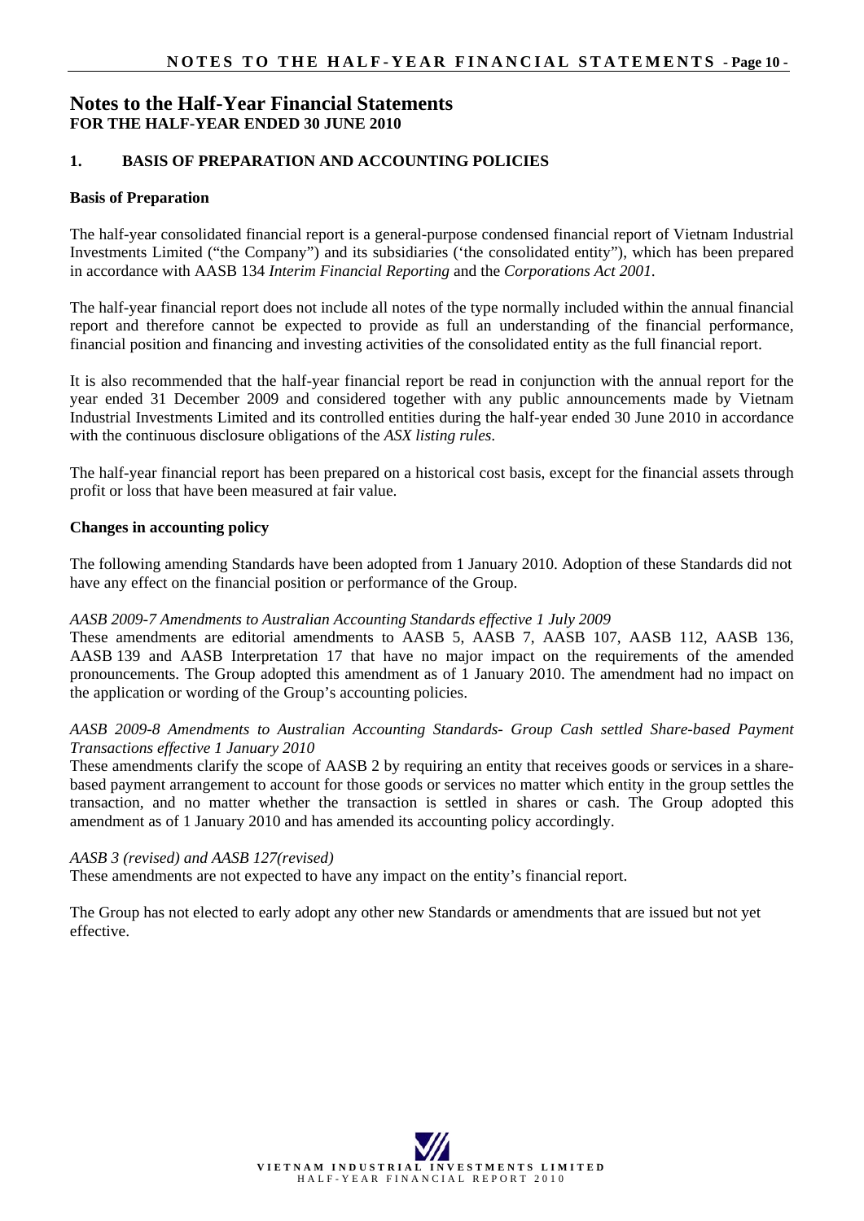# Notes to the Half-Year Financial Statements
**FOR THE HALF-YEAR ENDED 30 JUNE 2010**

## 1. BASIS OF PREPARATION AND ACCOUNTING POLICIES

### Basis of Preparation

The half-year consolidated financial report is a general-purpose condensed financial report of Vietnam Industrial Investments Limited ("the Company") and its subsidiaries ('the consolidated entity"), which has been prepared in accordance with AASB 134 *Interim Financial Reporting* and the *Corporations Act 2001*.

The half-year financial report does not include all notes of the type normally included within the annual financial report and therefore cannot be expected to provide as full an understanding of the financial performance, financial position and financing and investing activities of the consolidated entity as the full financial report.

It is also recommended that the half-year financial report be read in conjunction with the annual report for the year ended 31 December 2009 and considered together with any public announcements made by Vietnam Industrial Investments Limited and its controlled entities during the half-year ended 30 June 2010 in accordance with the continuous disclosure obligations of the *ASX listing rules*.

The half-year financial report has been prepared on a historical cost basis, except for the financial assets through profit or loss that have been measured at fair value.

### Changes in accounting policy

The following amending Standards have been adopted from 1 January 2010. Adoption of these Standards did not have any effect on the financial position or performance of the Group.

*AASB 2009-7 Amendments to Australian Accounting Standards effective 1 July 2009*

These amendments are editorial amendments to AASB 5, AASB 7, AASB 107, AASB 112, AASB 136, AASB 139 and AASB Interpretation 17 that have no major impact on the requirements of the amended pronouncements. The Group adopted this amendment as of 1 January 2010. The amendment had no impact on the application or wording of the Group's accounting policies.

*AASB 2009-8 Amendments to Australian Accounting Standards- Group Cash settled Share-based Payment Transactions effective 1 January 2010*

These amendments clarify the scope of AASB 2 by requiring an entity that receives goods or services in a share-based payment arrangement to account for those goods or services no matter which entity in the group settles the transaction, and no matter whether the transaction is settled in shares or cash. The Group adopted this amendment as of 1 January 2010 and has amended its accounting policy accordingly.

*AASB 3 (revised) and AASB 127(revised)*

These amendments are not expected to have any impact on the entity's financial report.

The Group has not elected to early adopt any other new Standards or amendments that are issued but not yet effective.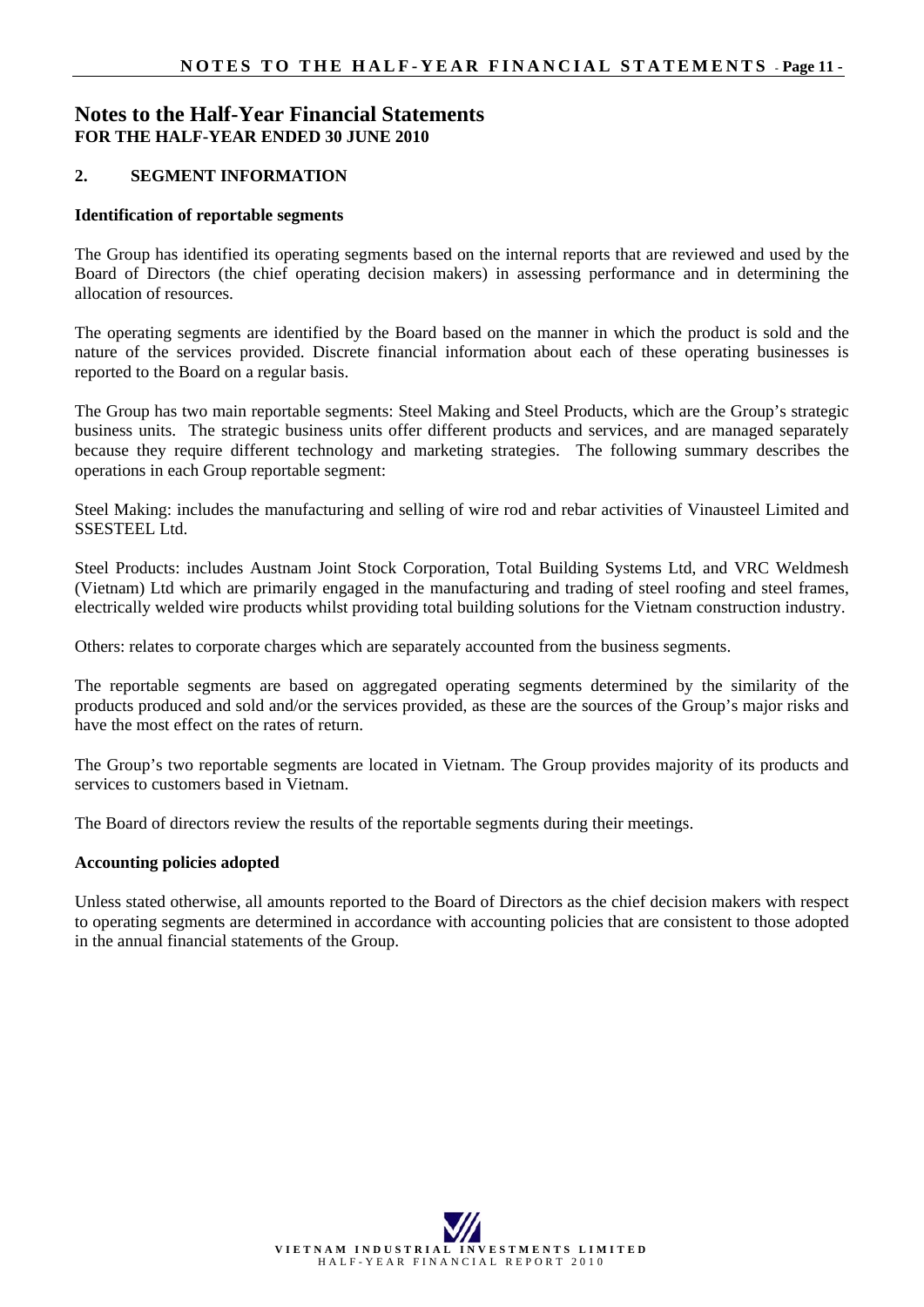# Notes to the Half-Year Financial Statements

**FOR THE HALF-YEAR ENDED 30 JUNE 2010**

## 2. SEGMENT INFORMATION

### Identification of reportable segments

The Group has identified its operating segments based on the internal reports that are reviewed and used by the Board of Directors (the chief operating decision makers) in assessing performance and in determining the allocation of resources.

The operating segments are identified by the Board based on the manner in which the product is sold and the nature of the services provided. Discrete financial information about each of these operating businesses is reported to the Board on a regular basis.

The Group has two main reportable segments: Steel Making and Steel Products, which are the Group's strategic business units. The strategic business units offer different products and services, and are managed separately because they require different technology and marketing strategies. The following summary describes the operations in each Group reportable segment:

Steel Making: includes the manufacturing and selling of wire rod and rebar activities of Vinausteel Limited and SSESTEEL Ltd.

Steel Products: includes Austnam Joint Stock Corporation, Total Building Systems Ltd, and VRC Weldmesh (Vietnam) Ltd which are primarily engaged in the manufacturing and trading of steel roofing and steel frames, electrically welded wire products whilst providing total building solutions for the Vietnam construction industry.

Others: relates to corporate charges which are separately accounted from the business segments.

The reportable segments are based on aggregated operating segments determined by the similarity of the products produced and sold and/or the services provided, as these are the sources of the Group's major risks and have the most effect on the rates of return.

The Group's two reportable segments are located in Vietnam. The Group provides majority of its products and services to customers based in Vietnam.

The Board of directors review the results of the reportable segments during their meetings.

### Accounting policies adopted

Unless stated otherwise, all amounts reported to the Board of Directors as the chief decision makers with respect to operating segments are determined in accordance with accounting policies that are consistent to those adopted in the annual financial statements of the Group.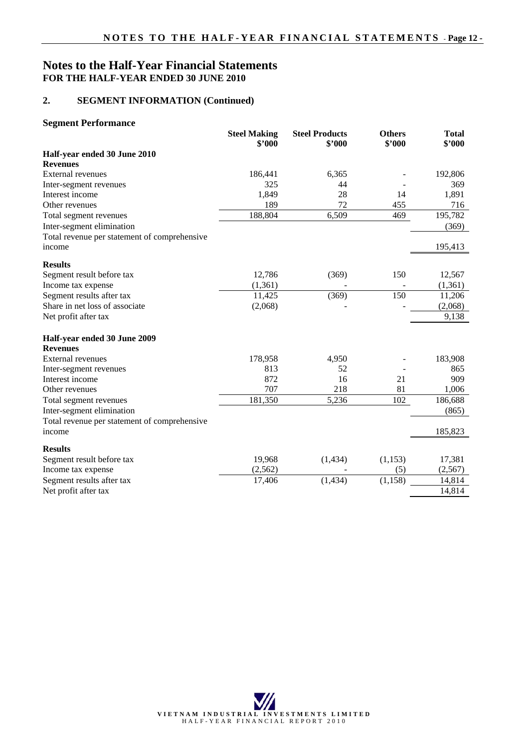# Notes to the Half-Year Financial Statements
**FOR THE HALF-YEAR ENDED 30 JUNE 2010**

## 2. SEGMENT INFORMATION (Continued)

### Segment Performance

| | Steel Making $'000 | Steel Products $'000 | Others $'000 | Total $'000 |
|---|---|---|---|---|
| **Half-year ended 30 June 2010** | | | | |
| **Revenues** | | | | |
| External revenues | 186,441 | 6,365 | - | 192,806 |
| Inter-segment revenues | 325 | 44 | - | 369 |
| Interest income | 1,849 | 28 | 14 | 1,891 |
| Other revenues | 189 | 72 | 455 | 716 |
| Total segment revenues | 188,804 | 6,509 | 469 | 195,782 |
| Inter-segment elimination | | | | (369) |
| Total revenue per statement of comprehensive income | | | | 195,413 |
| **Results** | | | | |
| Segment result before tax | 12,786 | (369) | 150 | 12,567 |
| Income tax expense | (1,361) | - | - | (1,361) |
| Segment results after tax | 11,425 | (369) | 150 | 11,206 |
| Share in net loss of associate | (2,068) | - | - | (2,068) |
| Net profit after tax | | | | 9,138 |
| **Half-year ended 30 June 2009** | | | | |
| **Revenues** | | | | |
| External revenues | 178,958 | 4,950 | - | 183,908 |
| Inter-segment revenues | 813 | 52 | - | 865 |
| Interest income | 872 | 16 | 21 | 909 |
| Other revenues | 707 | 218 | 81 | 1,006 |
| Total segment revenues | 181,350 | 5,236 | 102 | 186,688 |
| Inter-segment elimination | | | | (865) |
| Total revenue per statement of comprehensive income | | | | 185,823 |
| **Results** | | | | |
| Segment result before tax | 19,968 | (1,434) | (1,153) | 17,381 |
| Income tax expense | (2,562) | - | (5) | (2,567) |
| Segment results after tax | 17,406 | (1,434) | (1,158) | 14,814 |
| Net profit after tax | | | | 14,814 |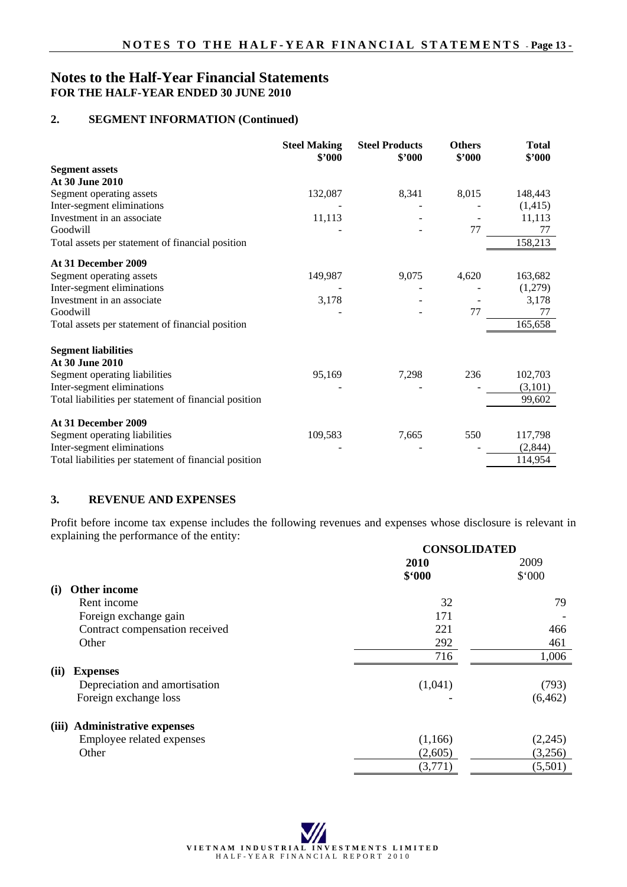# Notes to the Half-Year Financial Statements

**FOR THE HALF-YEAR ENDED 30 JUNE 2010**

## 2. SEGMENT INFORMATION (Continued)

| | Steel Making $'000 | Steel Products $'000 | Others $'000 | Total $'000 |
|---|---|---|---|---|
| **Segment assets** | | | | |
| **At 30 June 2010** | | | | |
| Segment operating assets | 132,087 | 8,341 | 8,015 | 148,443 |
| Inter-segment eliminations | - | - | - | (1,415) |
| Investment in an associate | 11,113 | - | - | 11,113 |
| Goodwill | - | - | 77 | 77 |
| Total assets per statement of financial position | | | | 158,213 |
| **At 31 December 2009** | | | | |
| Segment operating assets | 149,987 | 9,075 | 4,620 | 163,682 |
| Inter-segment eliminations | - | - | - | (1,279) |
| Investment in an associate | 3,178 | - | - | 3,178 |
| Goodwill | - | - | 77 | 77 |
| Total assets per statement of financial position | | | | 165,658 |
| **Segment liabilities** | | | | |
| **At 30 June 2010** | | | | |
| Segment operating liabilities | 95,169 | 7,298 | 236 | 102,703 |
| Inter-segment eliminations | - | - | - | (3,101) |
| Total liabilities per statement of financial position | | | | 99,602 |
| **At 31 December 2009** | | | | |
| Segment operating liabilities | 109,583 | 7,665 | 550 | 117,798 |
| Inter-segment eliminations | - | - | - | (2,844) |
| Total liabilities per statement of financial position | | | | 114,954 |

## 3. REVENUE AND EXPENSES

Profit before income tax expense includes the following revenues and expenses whose disclosure is relevant in explaining the performance of the entity:

| | CONSOLIDATED | |
|---|---|---|
| | **2010 $'000** | 2009 $'000 |
| **(i) Other income** | | |
| Rent income | 32 | 79 |
| Foreign exchange gain | 171 | - |
| Contract compensation received | 221 | 466 |
| Other | 292 | 461 |
| | 716 | 1,006 |
| **(ii) Expenses** | | |
| Depreciation and amortisation | (1,041) | (793) |
| Foreign exchange loss | - | (6,462) |
| **(iii) Administrative expenses** | | |
| Employee related expenses | (1,166) | (2,245) |
| Other | (2,605) | (3,256) |
| | (3,771) | (5,501) |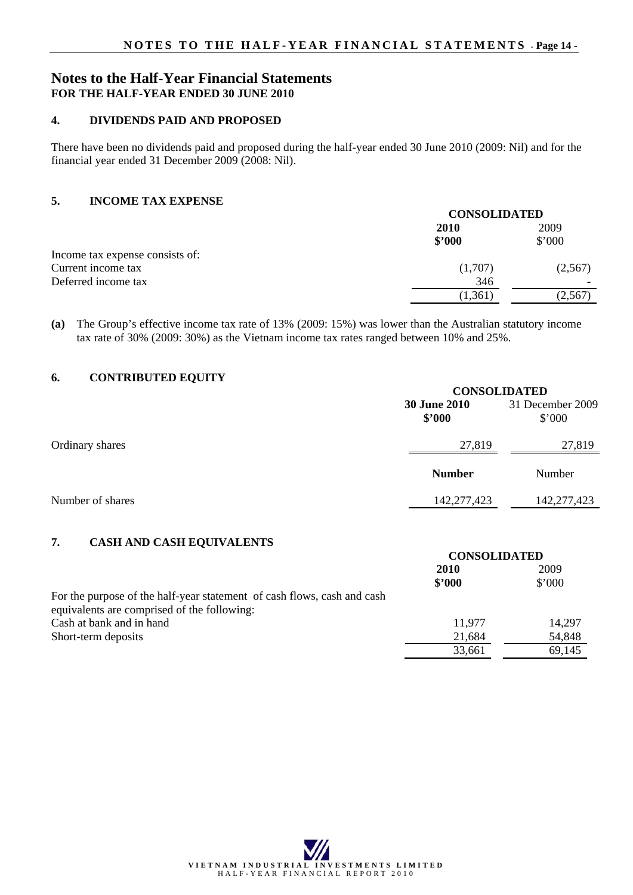# Notes to the Half-Year Financial Statements

**FOR THE HALF-YEAR ENDED 30 JUNE 2010**

## 4. DIVIDENDS PAID AND PROPOSED

There have been no dividends paid and proposed during the half-year ended 30 June 2010 (2009: Nil) and for the financial year ended 31 December 2009 (2008: Nil).

## 5. INCOME TAX EXPENSE

| | CONSOLIDATED | |
|---|---|---|
| | **2010** | 2009 |
| | **$'000** | $'000 |
| Income tax expense consists of: | | |
| Current income tax | (1,707) | (2,567) |
| Deferred income tax | 346 | - |
| | (1,361) | (2,567) |

**(a)** The Group's effective income tax rate of 13% (2009: 15%) was lower than the Australian statutory income tax rate of 30% (2009: 30%) as the Vietnam income tax rates ranged between 10% and 25%.

## 6. CONTRIBUTED EQUITY

| | CONSOLIDATED | |
|---|---|---|
| | **30 June 2010** | 31 December 2009 |
| | **$'000** | $'000 |
| Ordinary shares | 27,819 | 27,819 |
| | **Number** | Number |
| Number of shares | 142,277,423 | 142,277,423 |

## 7. CASH AND CASH EQUIVALENTS

| | CONSOLIDATED | |
|---|---|---|
| | **2010** | 2009 |
| | **$'000** | $'000 |
| For the purpose of the half-year statement of cash flows, cash and cash equivalents are comprised of the following: | | |
| Cash at bank and in hand | 11,977 | 14,297 |
| Short-term deposits | 21,684 | 54,848 |
| | 33,661 | 69,145 |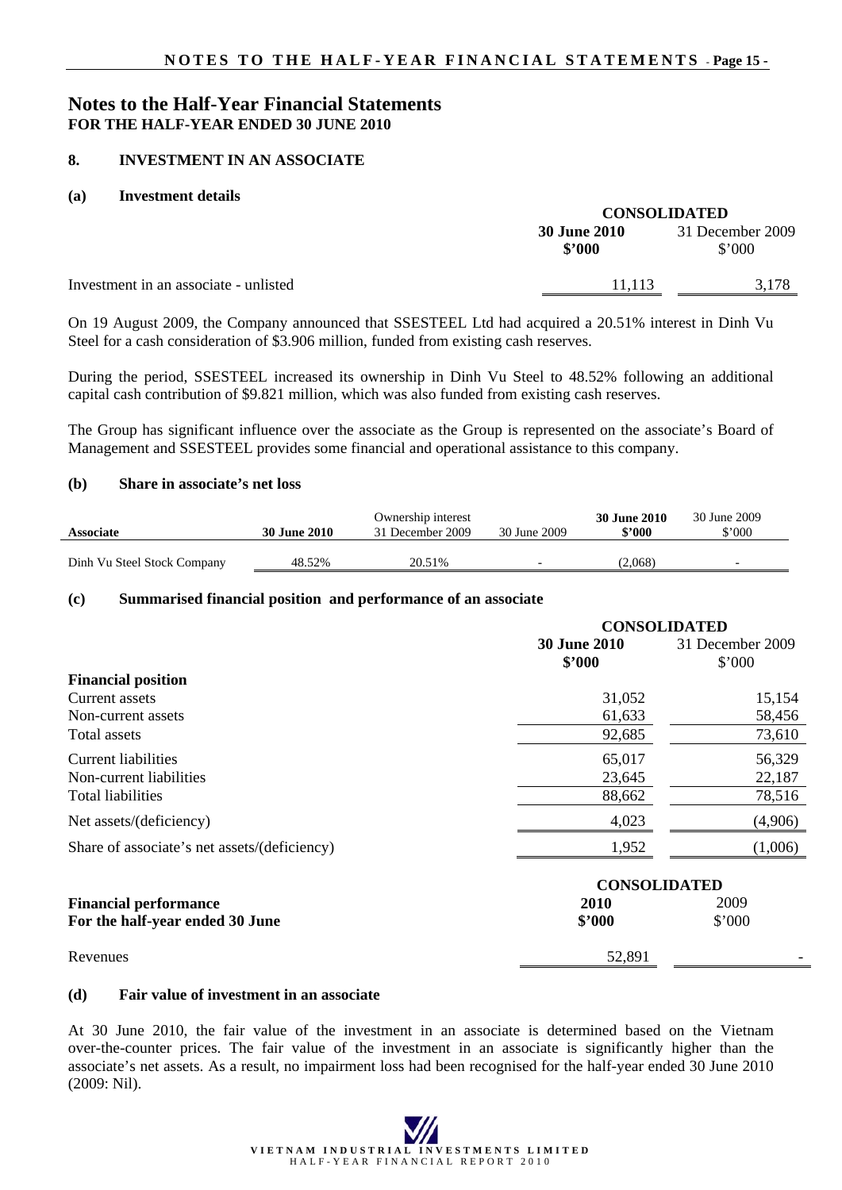# Notes to the Half-Year Financial Statements
**FOR THE HALF-YEAR ENDED 30 JUNE 2010**

## 8. INVESTMENT IN AN ASSOCIATE

### (a) Investment details

| | CONSOLIDATED | |
|---|---|---|
| | **30 June 2010 $'000** | 31 December 2009 $'000 |
| Investment in an associate - unlisted | 11,113 | 3,178 |

On 19 August 2009, the Company announced that SSESTEEL Ltd had acquired a 20.51% interest in Dinh Vu Steel for a cash consideration of $3.906 million, funded from existing cash reserves.

During the period, SSESTEEL increased its ownership in Dinh Vu Steel to 48.52% following an additional capital cash contribution of $9.821 million, which was also funded from existing cash reserves.

The Group has significant influence over the associate as the Group is represented on the associate's Board of Management and SSESTEEL provides some financial and operational assistance to this company.

### (b) Share in associate's net loss

| Associate | Ownership interest **30 June 2010** | Ownership interest 31 December 2009 | Ownership interest 30 June 2009 | **30 June 2010 $'000** | 30 June 2009 $'000 |
|---|---|---|---|---|---|
| Dinh Vu Steel Stock Company | 48.52% | 20.51% | - | (2,068) | - |

### (c) Summarised financial position and performance of an associate

| | CONSOLIDATED | |
|---|---|---|
| | **30 June 2010 $'000** | 31 December 2009 $'000 |
| **Financial position** | | |
| Current assets | 31,052 | 15,154 |
| Non-current assets | 61,633 | 58,456 |
| Total assets | 92,685 | 73,610 |
| Current liabilities | 65,017 | 56,329 |
| Non-current liabilities | 23,645 | 22,187 |
| Total liabilities | 88,662 | 78,516 |
| Net assets/(deficiency) | 4,023 | (4,906) |
| Share of associate's net assets/(deficiency) | 1,952 | (1,006) |

| | CONSOLIDATED | |
|---|---|---|
| **Financial performance For the half-year ended 30 June** | **2010 $'000** | 2009 $'000 |
| Revenues | 52,891 | - |

### (d) Fair value of investment in an associate

At 30 June 2010, the fair value of the investment in an associate is determined based on the Vietnam over-the-counter prices. The fair value of the investment in an associate is significantly higher than the associate's net assets. As a result, no impairment loss had been recognised for the half-year ended 30 June 2010 (2009: Nil).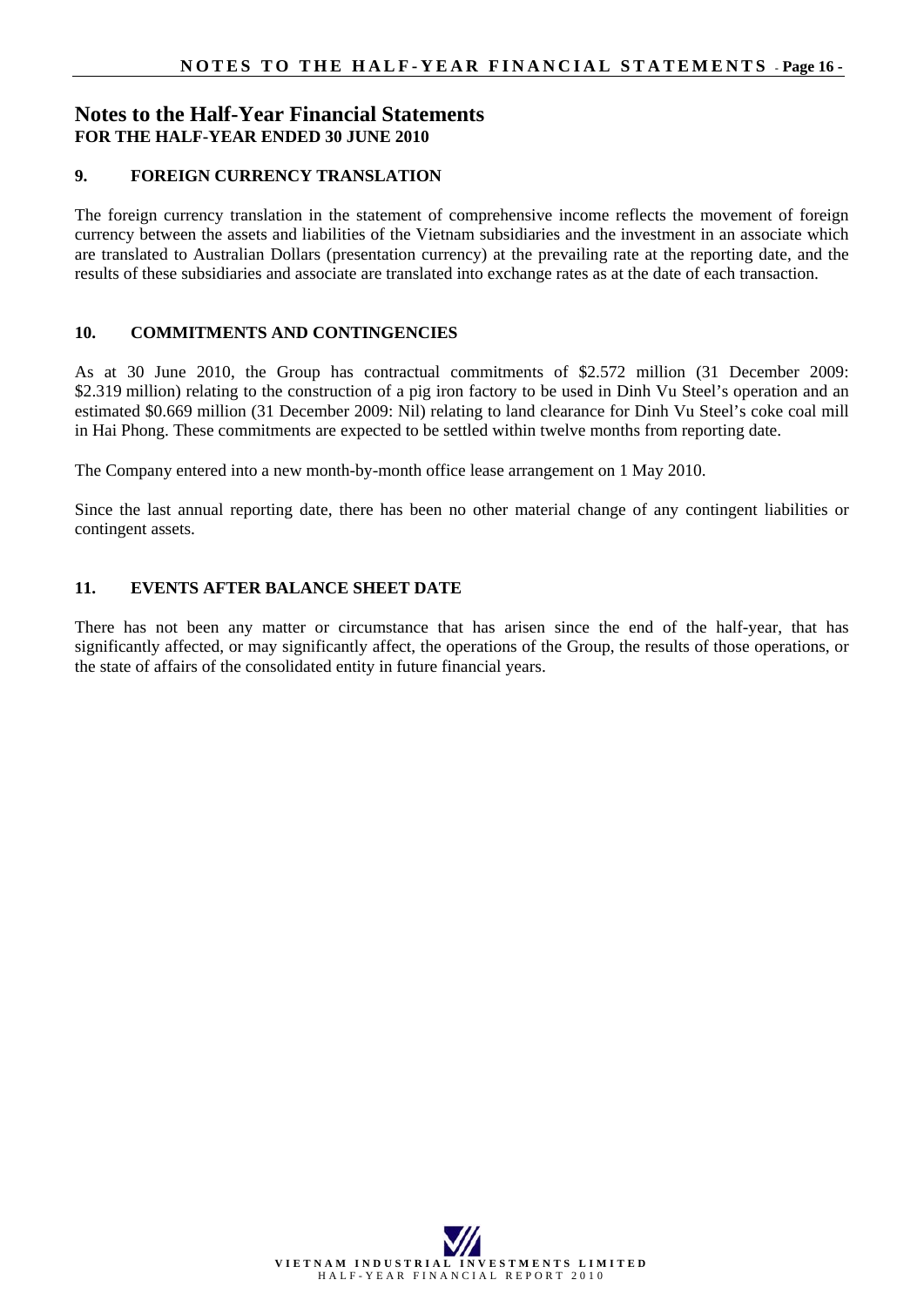# Notes to the Half-Year Financial Statements

**FOR THE HALF-YEAR ENDED 30 JUNE 2010**

## 9. FOREIGN CURRENCY TRANSLATION

The foreign currency translation in the statement of comprehensive income reflects the movement of foreign currency between the assets and liabilities of the Vietnam subsidiaries and the investment in an associate which are translated to Australian Dollars (presentation currency) at the prevailing rate at the reporting date, and the results of these subsidiaries and associate are translated into exchange rates as at the date of each transaction.

## 10. COMMITMENTS AND CONTINGENCIES

As at 30 June 2010, the Group has contractual commitments of $2.572 million (31 December 2009: $2.319 million) relating to the construction of a pig iron factory to be used in Dinh Vu Steel's operation and an estimated $0.669 million (31 December 2009: Nil) relating to land clearance for Dinh Vu Steel's coke coal mill in Hai Phong. These commitments are expected to be settled within twelve months from reporting date.

The Company entered into a new month-by-month office lease arrangement on 1 May 2010.

Since the last annual reporting date, there has been no other material change of any contingent liabilities or contingent assets.

## 11. EVENTS AFTER BALANCE SHEET DATE

There has not been any matter or circumstance that has arisen since the end of the half-year, that has significantly affected, or may significantly affect, the operations of the Group, the results of those operations, or the state of affairs of the consolidated entity in future financial years.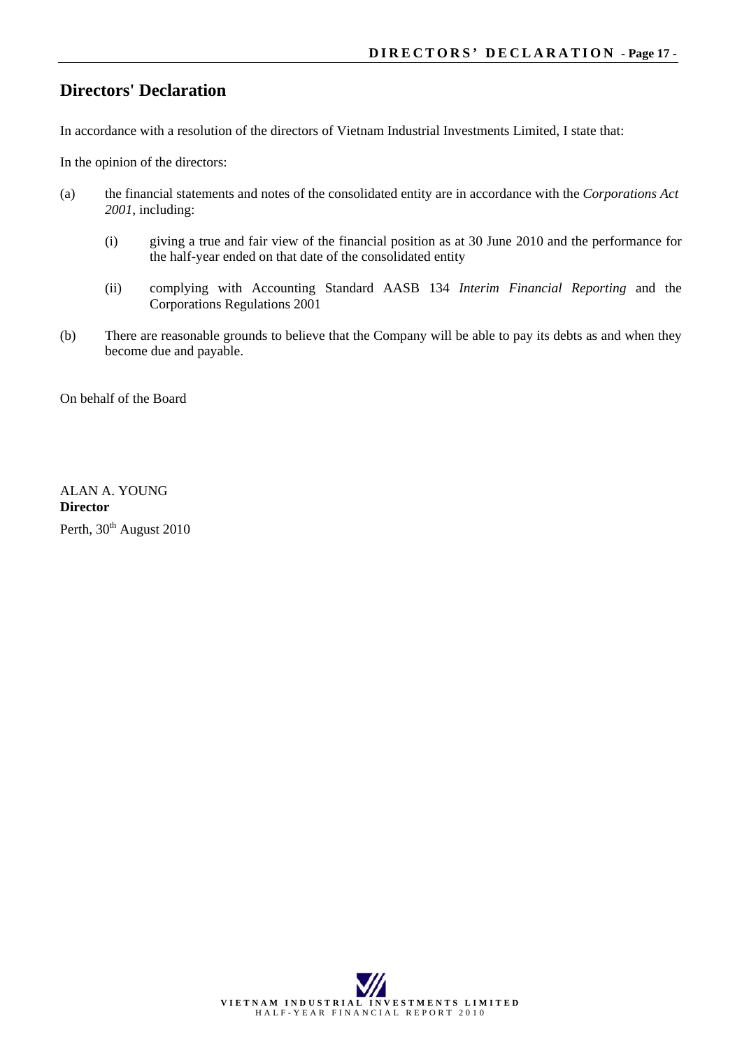# Directors' Declaration

In accordance with a resolution of the directors of Vietnam Industrial Investments Limited, I state that:

In the opinion of the directors:

(a) the financial statements and notes of the consolidated entity are in accordance with the *Corporations Act 2001*, including:

   (i) giving a true and fair view of the financial position as at 30 June 2010 and the performance for the half-year ended on that date of the consolidated entity

   (ii) complying with Accounting Standard AASB 134 *Interim Financial Reporting* and the Corporations Regulations 2001

(b) There are reasonable grounds to believe that the Company will be able to pay its debts as and when they become due and payable.

On behalf of the Board

ALAN A. YOUNG
**Director**
Perth, 30th August 2010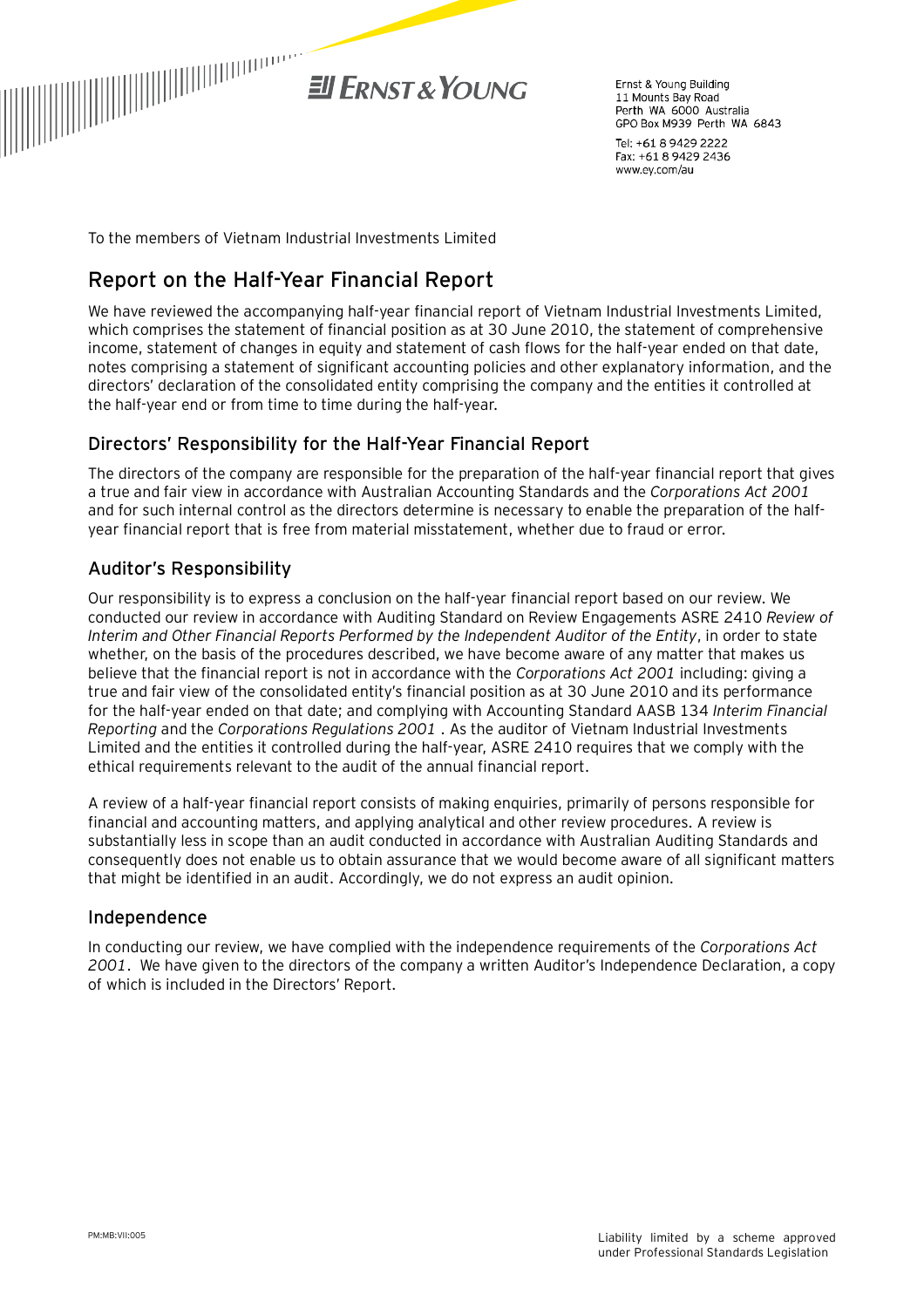Ernst & Young Building
11 Mounts Bay Road
Perth WA 6000 Australia
GPO Box M939 Perth WA 6843

Tel: +61 8 9429 2222
Fax: +61 8 9429 2436
www.ey.com/au

To the members of Vietnam Industrial Investments Limited

## Report on the Half-Year Financial Report

We have reviewed the accompanying half-year financial report of Vietnam Industrial Investments Limited, which comprises the statement of financial position as at 30 June 2010, the statement of comprehensive income, statement of changes in equity and statement of cash flows for the half-year ended on that date, notes comprising a statement of significant accounting policies and other explanatory information, and the directors' declaration of the consolidated entity comprising the company and the entities it controlled at the half-year end or from time to time during the half-year.

### Directors' Responsibility for the Half-Year Financial Report

The directors of the company are responsible for the preparation of the half-year financial report that gives a true and fair view in accordance with Australian Accounting Standards and the *Corporations Act 2001* and for such internal control as the directors determine is necessary to enable the preparation of the half-year financial report that is free from material misstatement, whether due to fraud or error.

### Auditor's Responsibility

Our responsibility is to express a conclusion on the half-year financial report based on our review. We conducted our review in accordance with Auditing Standard on Review Engagements ASRE 2410 *Review of Interim and Other Financial Reports Performed by the Independent Auditor of the Entity*, in order to state whether, on the basis of the procedures described, we have become aware of any matter that makes us believe that the financial report is not in accordance with the *Corporations Act 2001* including: giving a true and fair view of the consolidated entity's financial position as at 30 June 2010 and its performance for the half-year ended on that date; and complying with Accounting Standard AASB 134 *Interim Financial Reporting* and the *Corporations Regulations 2001* . As the auditor of Vietnam Industrial Investments Limited and the entities it controlled during the half-year, ASRE 2410 requires that we comply with the ethical requirements relevant to the audit of the annual financial report.

A review of a half-year financial report consists of making enquiries, primarily of persons responsible for financial and accounting matters, and applying analytical and other review procedures. A review is substantially less in scope than an audit conducted in accordance with Australian Auditing Standards and consequently does not enable us to obtain assurance that we would become aware of all significant matters that might be identified in an audit. Accordingly, we do not express an audit opinion.

### Independence

In conducting our review, we have complied with the independence requirements of the *Corporations Act 2001*. We have given to the directors of the company a written Auditor's Independence Declaration, a copy of which is included in the Directors' Report.

PM:MB:VII:005

Liability limited by a scheme approved under Professional Standards Legislation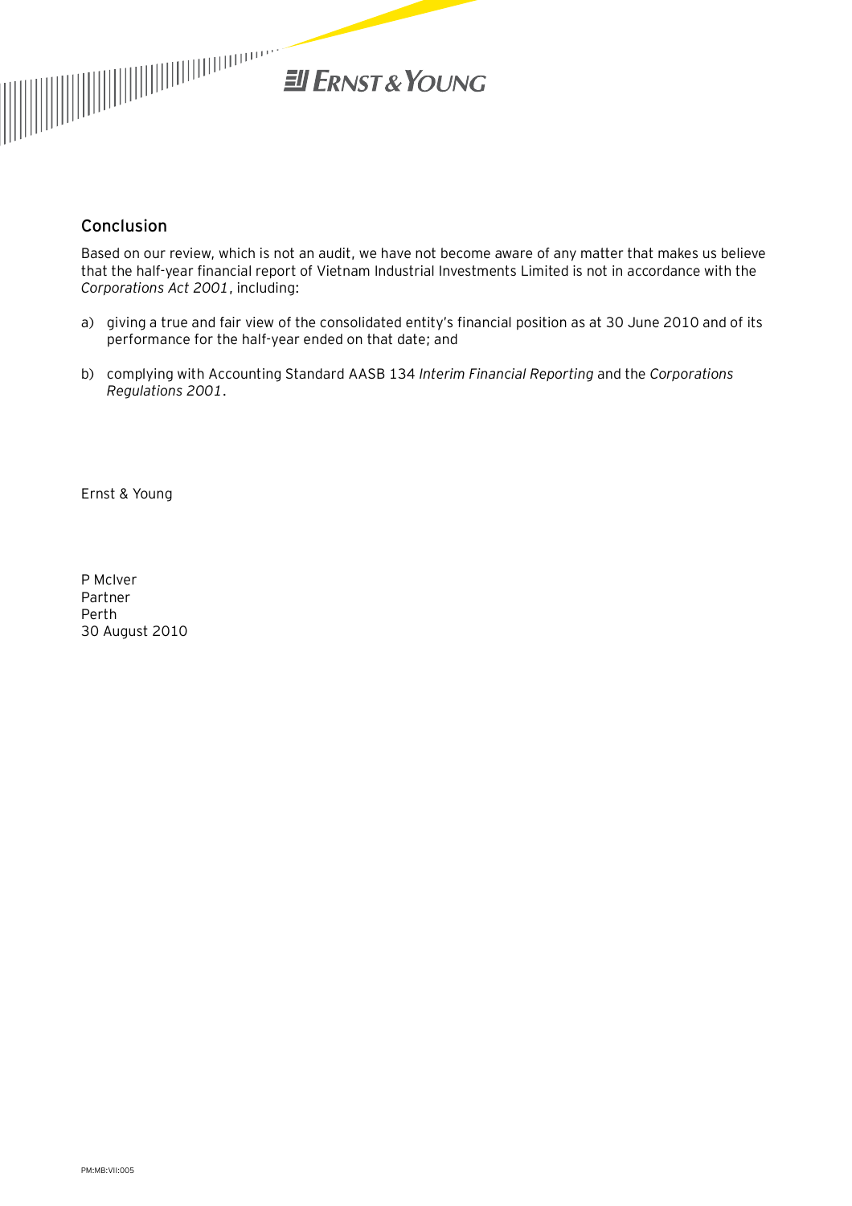## Conclusion

Based on our review, which is not an audit, we have not become aware of any matter that makes us believe that the half-year financial report of Vietnam Industrial Investments Limited is not in accordance with the *Corporations Act 2001*, including:

a) giving a true and fair view of the consolidated entity's financial position as at 30 June 2010 and of its performance for the half-year ended on that date; and

b) complying with Accounting Standard AASB 134 *Interim Financial Reporting* and the *Corporations Regulations 2001*.

Ernst & Young

P McIver
Partner
Perth
30 August 2010

PM:MB:VII:005